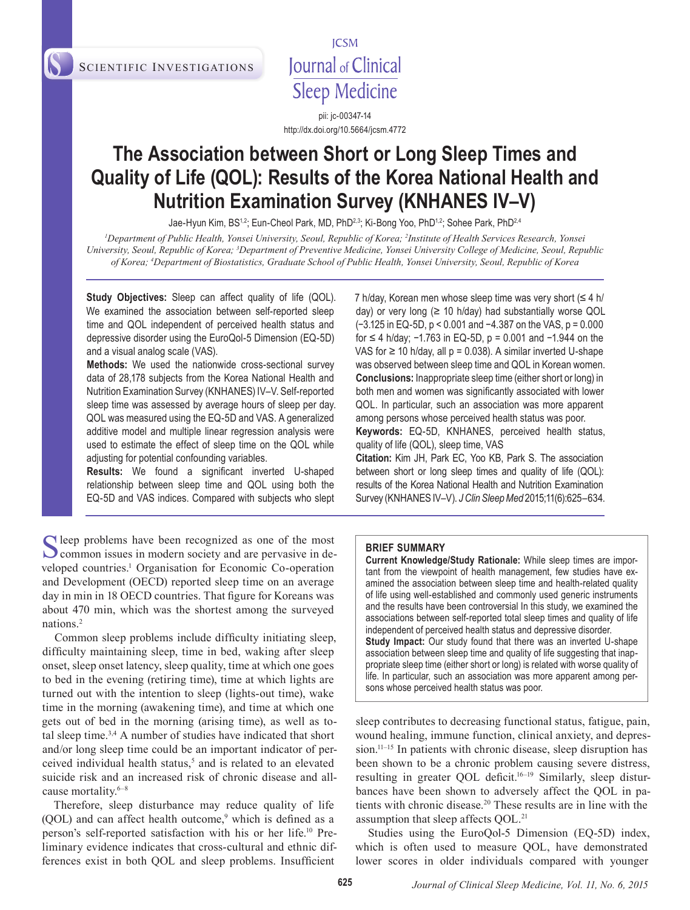SCIENTIFIC INVESTIGATIONS

JCSM Journal of Clinical Sleep Medicine

pii: jc-00347-14
http://dx.doi.org/10.5664/jcsm.4772

# The Association between Short or Long Sleep Times and Quality of Life (QOL): Results of the Korea National Health and Nutrition Examination Survey (KNHANES IV–V)

Jae-Hyun Kim, BS[1,2]; Eun-Cheol Park, MD, PhD[2,3]; Ki-Bong Yoo, PhD[1,2]; Sohee Park, PhD[2,4]

[1]*Department of Public Health, Yonsei University, Seoul, Republic of Korea;* [2]*Institute of Health Services Research, Yonsei University, Seoul, Republic of Korea;* [3]*Department of Preventive Medicine, Yonsei University College of Medicine, Seoul, Republic of Korea;* [4]*Department of Biostatistics, Graduate School of Public Health, Yonsei University, Seoul, Republic of Korea*

**Study Objectives:** Sleep can affect quality of life (QOL). We examined the association between self-reported sleep time and QOL independent of perceived health status and depressive disorder using the EuroQol-5 Dimension (EQ-5D) and a visual analog scale (VAS).

**Methods:** We used the nationwide cross-sectional survey data of 28,178 subjects from the Korea National Health and Nutrition Examination Survey (KNHANES) IV–V. Self-reported sleep time was assessed by average hours of sleep per day. QOL was measured using the EQ-5D and VAS. A generalized additive model and multiple linear regression analysis were used to estimate the effect of sleep time on the QOL while adjusting for potential confounding variables.

**Results:** We found a significant inverted U-shaped relationship between sleep time and QOL using both the EQ-5D and VAS indices. Compared with subjects who slept 7 h/day, Korean men whose sleep time was very short (≤ 4 h/day) or very long (≥ 10 h/day) had substantially worse QOL (−3.125 in EQ-5D, $p < 0.001$ and −4.387 on the VAS, $p = 0.000$ for ≤ 4 h/day; −1.763 in EQ-5D, $p = 0.001$ and −1.944 on the VAS for ≥ 10 h/day, all $p = 0.038$). A similar inverted U-shape was observed between sleep time and QOL in Korean women.

**Conclusions:** Inappropriate sleep time (either short or long) in both men and women was significantly associated with lower QOL. In particular, such an association was more apparent among persons whose perceived health status was poor.

**Keywords:** EQ-5D, KNHANES, perceived health status, quality of life (QOL), sleep time, VAS

**Citation:** Kim JH, Park EC, Yoo KB, Park S. The association between short or long sleep times and quality of life (QOL): results of the Korea National Health and Nutrition Examination Survey (KNHANES IV–V). *J Clin Sleep Med* 2015;11(6):625–634.

Sleep problems have been recognized as one of the most common issues in modern society and are pervasive in developed countries.[1] Organisation for Economic Co-operation and Development (OECD) reported sleep time on an average day in min in 18 OECD countries. That figure for Koreans was about 470 min, which was the shortest among the surveyed nations.[2]

Common sleep problems include difficulty initiating sleep, difficulty maintaining sleep, time in bed, waking after sleep onset, sleep onset latency, sleep quality, time at which one goes to bed in the evening (retiring time), time at which lights are turned out with the intention to sleep (lights-out time), wake time in the morning (awakening time), and time at which one gets out of bed in the morning (arising time), as well as total sleep time.[3,4] A number of studies have indicated that short and/or long sleep time could be an important indicator of perceived individual health status,[5] and is related to an elevated suicide risk and an increased risk of chronic disease and all-cause mortality.[6–8]

Therefore, sleep disturbance may reduce quality of life (QOL) and can affect health outcome,[9] which is defined as a person's self-reported satisfaction with his or her life.[10] Preliminary evidence indicates that cross-cultural and ethnic differences exist in both QOL and sleep problems. Insufficient

> **BRIEF SUMMARY**
>
> **Current Knowledge/Study Rationale:** While sleep times are important from the viewpoint of health management, few studies have examined the association between sleep time and health-related quality of life using well-established and commonly used generic instruments and the results have been controversial In this study, we examined the associations between self-reported total sleep times and quality of life independent of perceived health status and depressive disorder.
>
> **Study Impact:** Our study found that there was an inverted U-shape association between sleep time and quality of life suggesting that inappropriate sleep time (either short or long) is related with worse quality of life. In particular, such an association was more apparent among persons whose perceived health status was poor.

sleep contributes to decreasing functional status, fatigue, pain, wound healing, immune function, clinical anxiety, and depression.[11–15] In patients with chronic disease, sleep disruption has been shown to be a chronic problem causing severe distress, resulting in greater QOL deficit.[16–19] Similarly, sleep disturbances have been shown to adversely affect the QOL in patients with chronic disease.[20] These results are in line with the assumption that sleep affects QOL.[21]

Studies using the EuroQol-5 Dimension (EQ-5D) index, which is often used to measure QOL, have demonstrated lower scores in older individuals compared with younger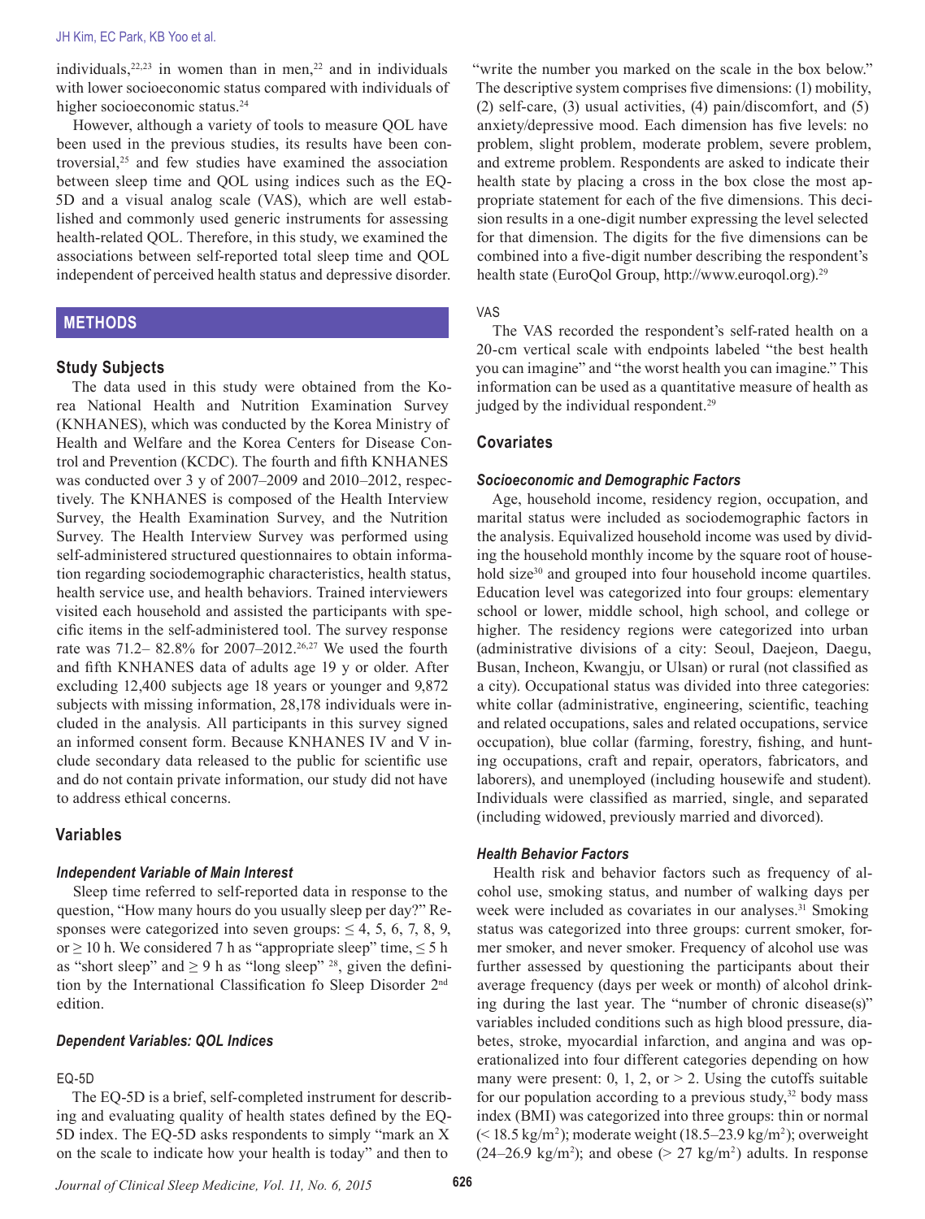individuals,[22,23] in women than in men,[22] and in individuals with lower socioeconomic status compared with individuals of higher socioeconomic status.[24]

However, although a variety of tools to measure QOL have been used in the previous studies, its results have been controversial,[25] and few studies have examined the association between sleep time and QOL using indices such as the EQ-5D and a visual analog scale (VAS), which are well established and commonly used generic instruments for assessing health-related QOL. Therefore, in this study, we examined the associations between self-reported total sleep time and QOL independent of perceived health status and depressive disorder.

## METHODS

### Study Subjects

The data used in this study were obtained from the Korea National Health and Nutrition Examination Survey (KNHANES), which was conducted by the Korea Ministry of Health and Welfare and the Korea Centers for Disease Control and Prevention (KCDC). The fourth and fifth KNHANES was conducted over 3 y of 2007–2009 and 2010–2012, respectively. The KNHANES is composed of the Health Interview Survey, the Health Examination Survey, and the Nutrition Survey. The Health Interview Survey was performed using self-administered structured questionnaires to obtain information regarding sociodemographic characteristics, health status, health service use, and health behaviors. Trained interviewers visited each household and assisted the participants with specific items in the self-administered tool. The survey response rate was 71.2– 82.8% for 2007–2012.[26,27] We used the fourth and fifth KNHANES data of adults age 19 y or older. After excluding 12,400 subjects age 18 years or younger and 9,872 subjects with missing information, 28,178 individuals were included in the analysis. All participants in this survey signed an informed consent form. Because KNHANES IV and V include secondary data released to the public for scientific use and do not contain private information, our study did not have to address ethical concerns.

### Variables

#### *Independent Variable of Main Interest*

Sleep time referred to self-reported data in response to the question, "How many hours do you usually sleep per day?" Responses were categorized into seven groups: ≤ 4, 5, 6, 7, 8, 9, or ≥ 10 h. We considered 7 h as "appropriate sleep" time, ≤ 5 h as "short sleep" and ≥ 9 h as "long sleep" [28], given the definition by the International Classification fo Sleep Disorder 2nd edition.

#### *Dependent Variables: QOL Indices*

##### EQ-5D

The EQ-5D is a brief, self-completed instrument for describing and evaluating quality of health states defined by the EQ-5D index. The EQ-5D asks respondents to simply "mark an X on the scale to indicate how your health is today" and then to "write the number you marked on the scale in the box below." The descriptive system comprises five dimensions: (1) mobility, (2) self-care, (3) usual activities, (4) pain/discomfort, and (5) anxiety/depressive mood. Each dimension has five levels: no problem, slight problem, moderate problem, severe problem, and extreme problem. Respondents are asked to indicate their health state by placing a cross in the box close the most appropriate statement for each of the five dimensions. This decision results in a one-digit number expressing the level selected for that dimension. The digits for the five dimensions can be combined into a five-digit number describing the respondent's health state (EuroQol Group, http://www.euroqol.org).[29]

##### VAS

The VAS recorded the respondent's self-rated health on a 20-cm vertical scale with endpoints labeled "the best health you can imagine" and "the worst health you can imagine." This information can be used as a quantitative measure of health as judged by the individual respondent.[29]

### Covariates

#### *Socioeconomic and Demographic Factors*

Age, household income, residency region, occupation, and marital status were included as sociodemographic factors in the analysis. Equivalized household income was used by dividing the household monthly income by the square root of household size[30] and grouped into four household income quartiles. Education level was categorized into four groups: elementary school or lower, middle school, high school, and college or higher. The residency regions were categorized into urban (administrative divisions of a city: Seoul, Daejeon, Daegu, Busan, Incheon, Kwangju, or Ulsan) or rural (not classified as a city). Occupational status was divided into three categories: white collar (administrative, engineering, scientific, teaching and related occupations, sales and related occupations, service occupation), blue collar (farming, forestry, fishing, and hunting occupations, craft and repair, operators, fabricators, and laborers), and unemployed (including housewife and student). Individuals were classified as married, single, and separated (including widowed, previously married and divorced).

#### *Health Behavior Factors*

Health risk and behavior factors such as frequency of alcohol use, smoking status, and number of walking days per week were included as covariates in our analyses.[31] Smoking status was categorized into three groups: current smoker, former smoker, and never smoker. Frequency of alcohol use was further assessed by questioning the participants about their average frequency (days per week or month) of alcohol drinking during the last year. The "number of chronic disease(s)" variables included conditions such as high blood pressure, diabetes, stroke, myocardial infarction, and angina and was operationalized into four different categories depending on how many were present: 0, 1, 2, or > 2. Using the cutoffs suitable for our population according to a previous study,[32] body mass index (BMI) was categorized into three groups: thin or normal (< 18.5 kg/m$^2$); moderate weight (18.5–23.9 kg/m$^2$); overweight (24–26.9 kg/m$^2$); and obese (> 27 kg/m$^2$) adults. In response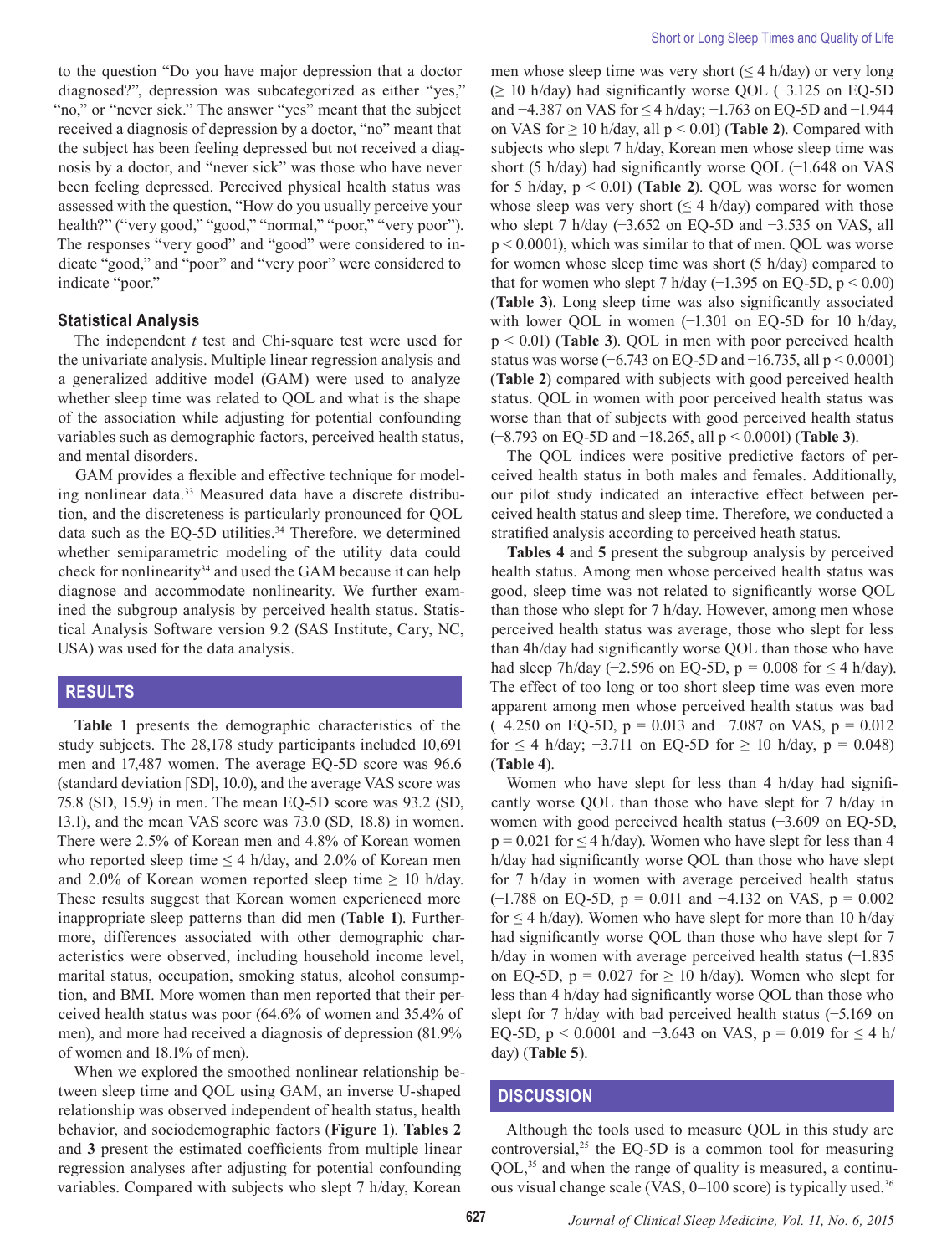to the question "Do you have major depression that a doctor diagnosed?", depression was subcategorized as either "yes," "no," or "never sick." The answer "yes" meant that the subject received a diagnosis of depression by a doctor, "no" meant that the subject has been feeling depressed but not received a diagnosis by a doctor, and "never sick" was those who have never been feeling depressed. Perceived physical health status was assessed with the question, "How do you usually perceive your health?" ("very good," "good," "normal," "poor," "very poor"). The responses "very good" and "good" were considered to indicate "good," and "poor" and "very poor" were considered to indicate "poor."

### Statistical Analysis

The independent $t$ test and Chi-square test were used for the univariate analysis. Multiple linear regression analysis and a generalized additive model (GAM) were used to analyze whether sleep time was related to QOL and what is the shape of the association while adjusting for potential confounding variables such as demographic factors, perceived health status, and mental disorders.

GAM provides a flexible and effective technique for modeling nonlinear data.[33] Measured data have a discrete distribution, and the discreteness is particularly pronounced for QOL data such as the EQ-5D utilities.[34] Therefore, we determined whether semiparametric modeling of the utility data could check for nonlinearity[34] and used the GAM because it can help diagnose and accommodate nonlinearity. We further examined the subgroup analysis by perceived health status. Statistical Analysis Software version 9.2 (SAS Institute, Cary, NC, USA) was used for the data analysis.

## RESULTS

**Table 1** presents the demographic characteristics of the study subjects. The 28,178 study participants included 10,691 men and 17,487 women. The average EQ-5D score was 96.6 (standard deviation [SD], 10.0), and the average VAS score was 75.8 (SD, 15.9) in men. The mean EQ-5D score was 93.2 (SD, 13.1), and the mean VAS score was 73.0 (SD, 18.8) in women. There were 2.5% of Korean men and 4.8% of Korean women who reported sleep time ≤ 4 h/day, and 2.0% of Korean men and 2.0% of Korean women reported sleep time ≥ 10 h/day. These results suggest that Korean women experienced more inappropriate sleep patterns than did men (**Table 1**). Furthermore, differences associated with other demographic characteristics were observed, including household income level, marital status, occupation, smoking status, alcohol consumption, and BMI. More women than men reported that their perceived health status was poor (64.6% of women and 35.4% of men), and more had received a diagnosis of depression (81.9% of women and 18.1% of men).

When we explored the smoothed nonlinear relationship between sleep time and QOL using GAM, an inverse U-shaped relationship was observed independent of health status, health behavior, and sociodemographic factors (**Figure 1**). **Tables 2** and **3** present the estimated coefficients from multiple linear regression analyses after adjusting for potential confounding variables. Compared with subjects who slept 7 h/day, Korean men whose sleep time was very short (≤ 4 h/day) or very long (≥ 10 h/day) had significantly worse QOL (−3.125 on EQ-5D and −4.387 on VAS for ≤ 4 h/day; −1.763 on EQ-5D and −1.944 on VAS for ≥ 10 h/day, all $p < 0.01$) (**Table 2**). Compared with subjects who slept 7 h/day, Korean men whose sleep time was short (5 h/day) had significantly worse QOL (−1.648 on VAS for 5 h/day, $p < 0.01$) (**Table 2**). QOL was worse for women whose sleep was very short (≤ 4 h/day) compared with those who slept 7 h/day (−3.652 on EQ-5D and −3.535 on VAS, all $p < 0.0001$), which was similar to that of men. QOL was worse for women whose sleep time was short (5 h/day) compared to that for women who slept 7 h/day (−1.395 on EQ-5D, $p < 0.00$) (**Table 3**). Long sleep time was also significantly associated with lower QOL in women (−1.301 on EQ-5D for 10 h/day, $p < 0.01$) (**Table 3**). QOL in men with poor perceived health status was worse (−6.743 on EQ-5D and −16.735, all $p < 0.0001$) (**Table 2**) compared with subjects with good perceived health status. QOL in women with poor perceived health status was worse than that of subjects with good perceived health status (−8.793 on EQ-5D and −18.265, all $p < 0.0001$) (**Table 3**).

The QOL indices were positive predictive factors of perceived health status in both males and females. Additionally, our pilot study indicated an interactive effect between perceived health status and sleep time. Therefore, we conducted a stratified analysis according to perceived heath status.

**Tables 4** and **5** present the subgroup analysis by perceived health status. Among men whose perceived health status was good, sleep time was not related to significantly worse QOL than those who slept for 7 h/day. However, among men whose perceived health status was average, those who slept for less than 4h/day had significantly worse QOL than those who have had sleep 7h/day (−2.596 on EQ-5D, $p = 0.008$ for ≤ 4 h/day). The effect of too long or too short sleep time was even more apparent among men whose perceived health status was bad (−4.250 on EQ-5D, $p = 0.013$ and −7.087 on VAS, $p = 0.012$ for ≤ 4 h/day; −3.711 on EQ-5D for ≥ 10 h/day, $p = 0.048$) (**Table 4**).

Women who have slept for less than 4 h/day had significantly worse QOL than those who have slept for 7 h/day in women with good perceived health status (−3.609 on EQ-5D, $p = 0.021$ for ≤ 4 h/day). Women who have slept for less than 4 h/day had significantly worse QOL than those who have slept for 7 h/day in women with average perceived health status (−1.788 on EQ-5D, $p = 0.011$ and −4.132 on VAS, $p = 0.002$ for ≤ 4 h/day). Women who have slept for more than 10 h/day had significantly worse QOL than those who have slept for 7 h/day in women with average perceived health status (−1.835 on EQ-5D, $p = 0.027$ for ≥ 10 h/day). Women who slept for less than 4 h/day had significantly worse QOL than those who slept for 7 h/day with bad perceived health status (−5.169 on EQ-5D, $p < 0.0001$ and −3.643 on VAS, $p = 0.019$ for ≤ 4 h/day) (**Table 5**).

## DISCUSSION

Although the tools used to measure QOL in this study are controversial,[25] the EQ-5D is a common tool for measuring QOL,[35] and when the range of quality is measured, a continuous visual change scale (VAS, 0–100 score) is typically used.[36]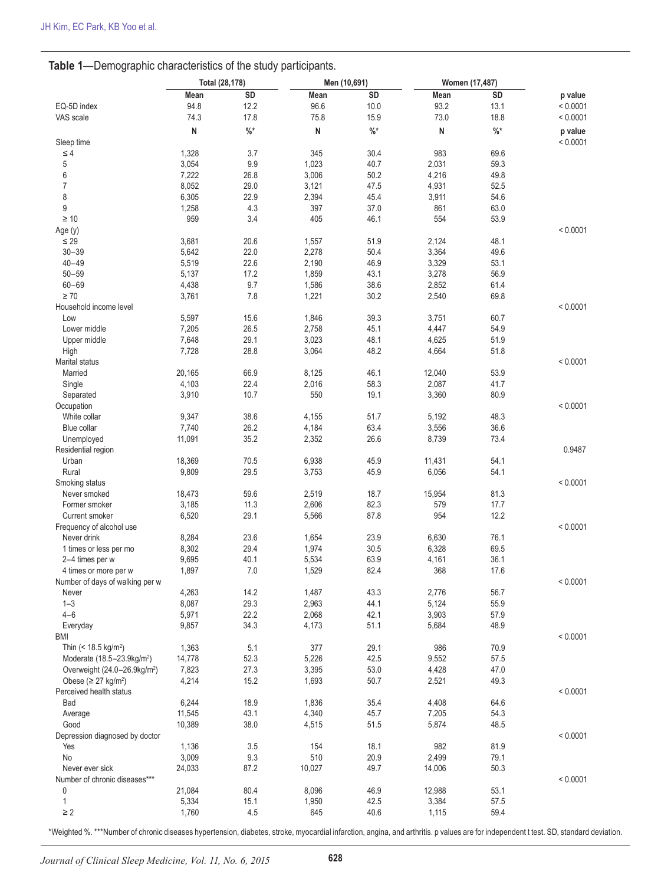**Table 1**—Demographic characteristics of the study participants.

| | Total (28,178) | | Men (10,691) | | Women (17,487) | | |
|---|---|---|---|---|---|---|---|
| | Mean | SD | Mean | SD | Mean | SD | p value |
| EQ-5D index | 94.8 | 12.2 | 96.6 | 10.0 | 93.2 | 13.1 | < 0.0001 |
| VAS scale | 74.3 | 17.8 | 75.8 | 15.9 | 73.0 | 18.8 | < 0.0001 |
| | N | %* | N | %* | N | %* | p value |
| Sleep time | | | | | | | < 0.0001 |
| ≤ 4 | 1,328 | 3.7 | 345 | 30.4 | 983 | 69.6 | |
| 5 | 3,054 | 9.9 | 1,023 | 40.7 | 2,031 | 59.3 | |
| 6 | 7,222 | 26.8 | 3,006 | 50.2 | 4,216 | 49.8 | |
| 7 | 8,052 | 29.0 | 3,121 | 47.5 | 4,931 | 52.5 | |
| 8 | 6,305 | 22.9 | 2,394 | 45.4 | 3,911 | 54.6 | |
| 9 | 1,258 | 4.3 | 397 | 37.0 | 861 | 63.0 | |
| ≥ 10 | 959 | 3.4 | 405 | 46.1 | 554 | 53.9 | |
| Age (y) | | | | | | | < 0.0001 |
| ≤ 29 | 3,681 | 20.6 | 1,557 | 51.9 | 2,124 | 48.1 | |
| 30–39 | 5,642 | 22.0 | 2,278 | 50.4 | 3,364 | 49.6 | |
| 40–49 | 5,519 | 22.6 | 2,190 | 46.9 | 3,329 | 53.1 | |
| 50–59 | 5,137 | 17.2 | 1,859 | 43.1 | 3,278 | 56.9 | |
| 60–69 | 4,438 | 9.7 | 1,586 | 38.6 | 2,852 | 61.4 | |
| ≥ 70 | 3,761 | 7.8 | 1,221 | 30.2 | 2,540 | 69.8 | |
| Household income level | | | | | | | < 0.0001 |
| Low | 5,597 | 15.6 | 1,846 | 39.3 | 3,751 | 60.7 | |
| Lower middle | 7,205 | 26.5 | 2,758 | 45.1 | 4,447 | 54.9 | |
| Upper middle | 7,648 | 29.1 | 3,023 | 48.1 | 4,625 | 51.9 | |
| High | 7,728 | 28.8 | 3,064 | 48.2 | 4,664 | 51.8 | |
| Marital status | | | | | | | < 0.0001 |
| Married | 20,165 | 66.9 | 8,125 | 46.1 | 12,040 | 53.9 | |
| Single | 4,103 | 22.4 | 2,016 | 58.3 | 2,087 | 41.7 | |
| Separated | 3,910 | 10.7 | 550 | 19.1 | 3,360 | 80.9 | |
| Occupation | | | | | | | < 0.0001 |
| White collar | 9,347 | 38.6 | 4,155 | 51.7 | 5,192 | 48.3 | |
| Blue collar | 7,740 | 26.2 | 4,184 | 63.4 | 3,556 | 36.6 | |
| Unemployed | 11,091 | 35.2 | 2,352 | 26.6 | 8,739 | 73.4 | |
| Residential region | | | | | | | 0.9487 |
| Urban | 18,369 | 70.5 | 6,938 | 45.9 | 11,431 | 54.1 | |
| Rural | 9,809 | 29.5 | 3,753 | 45.9 | 6,056 | 54.1 | |
| Smoking status | | | | | | | < 0.0001 |
| Never smoked | 18,473 | 59.6 | 2,519 | 18.7 | 15,954 | 81.3 | |
| Former smoker | 3,185 | 11.3 | 2,606 | 82.3 | 579 | 17.7 | |
| Current smoker | 6,520 | 29.1 | 5,566 | 87.8 | 954 | 12.2 | |
| Frequency of alcohol use | | | | | | | < 0.0001 |
| Never drink | 8,284 | 23.6 | 1,654 | 23.9 | 6,630 | 76.1 | |
| 1 times or less per mo | 8,302 | 29.4 | 1,974 | 30.5 | 6,328 | 69.5 | |
| 2–4 times per w | 9,695 | 40.1 | 5,534 | 63.9 | 4,161 | 36.1 | |
| 4 times or more per w | 1,897 | 7.0 | 1,529 | 82.4 | 368 | 17.6 | |
| Number of days of walking per w | | | | | | | < 0.0001 |
| Never | 4,263 | 14.2 | 1,487 | 43.3 | 2,776 | 56.7 | |
| 1–3 | 8,087 | 29.3 | 2,963 | 44.1 | 5,124 | 55.9 | |
| 4–6 | 5,971 | 22.2 | 2,068 | 42.1 | 3,903 | 57.9 | |
| Everyday | 9,857 | 34.3 | 4,173 | 51.1 | 5,684 | 48.9 | |
| BMI | | | | | | | < 0.0001 |
| Thin (< 18.5 kg/m$^2$) | 1,363 | 5.1 | 377 | 29.1 | 986 | 70.9 | |
| Moderate (18.5–23.9kg/m$^2$) | 14,778 | 52.3 | 5,226 | 42.5 | 9,552 | 57.5 | |
| Overweight (24.0–26.9kg/m$^2$) | 7,823 | 27.3 | 3,395 | 53.0 | 4,428 | 47.0 | |
| Obese (≥ 27 kg/m$^2$) | 4,214 | 15.2 | 1,693 | 50.7 | 2,521 | 49.3 | |
| Perceived health status | | | | | | | < 0.0001 |
| Bad | 6,244 | 18.9 | 1,836 | 35.4 | 4,408 | 64.6 | |
| Average | 11,545 | 43.1 | 4,340 | 45.7 | 7,205 | 54.3 | |
| Good | 10,389 | 38.0 | 4,515 | 51.5 | 5,874 | 48.5 | |
| Depression diagnosed by doctor | | | | | | | < 0.0001 |
| Yes | 1,136 | 3.5 | 154 | 18.1 | 982 | 81.9 | |
| No | 3,009 | 9.3 | 510 | 20.9 | 2,499 | 79.1 | |
| Never ever sick | 24,033 | 87.2 | 10,027 | 49.7 | 14,006 | 50.3 | |
| Number of chronic diseases*** | | | | | | | < 0.0001 |
| 0 | 21,084 | 80.4 | 8,096 | 46.9 | 12,988 | 53.1 | |
| 1 | 5,334 | 15.1 | 1,950 | 42.5 | 3,384 | 57.5 | |
| ≥ 2 | 1,760 | 4.5 | 645 | 40.6 | 1,115 | 59.4 | |

*Weighted %. ***Number of chronic diseases hypertension, diabetes, stroke, myocardial infarction, angina, and arthritis. p values are for independent t test. SD, standard deviation.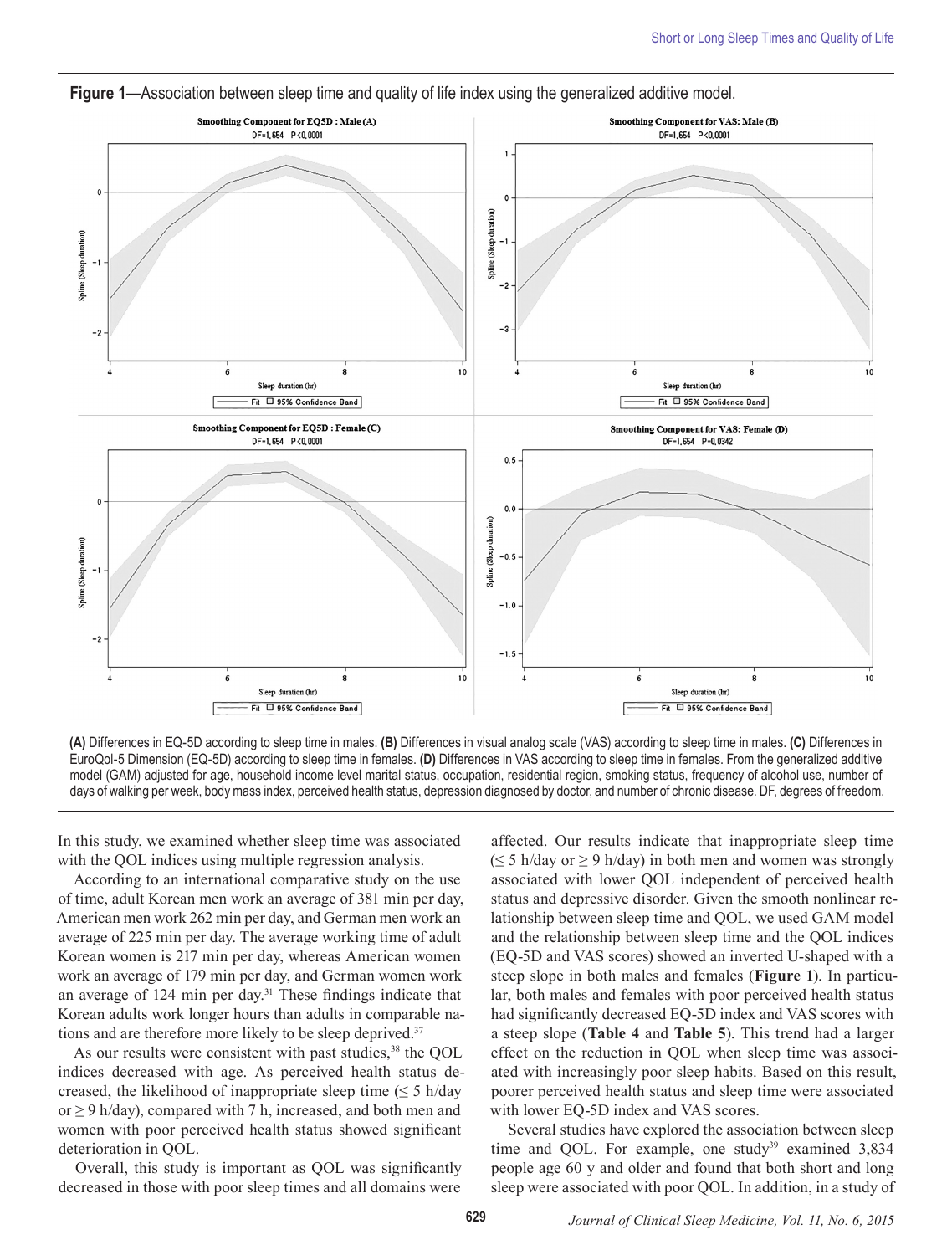**Figure 1**—Association between sleep time and quality of life index using the generalized additive model.

**(A)** Differences in EQ-5D according to sleep time in males. **(B)** Differences in visual analog scale (VAS) according to sleep time in males. **(C)** Differences in EuroQol-5 Dimension (EQ-5D) according to sleep time in females. **(D)** Differences in VAS according to sleep time in females. From the generalized additive model (GAM) adjusted for age, household income level marital status, occupation, residential region, smoking status, frequency of alcohol use, number of days of walking per week, body mass index, perceived health status, depression diagnosed by doctor, and number of chronic disease. DF, degrees of freedom.

In this study, we examined whether sleep time was associated with the QOL indices using multiple regression analysis.

According to an international comparative study on the use of time, adult Korean men work an average of 381 min per day, American men work 262 min per day, and German men work an average of 225 min per day. The average working time of adult Korean women is 217 min per day, whereas American women work an average of 179 min per day, and German women work an average of 124 min per day.[31] These findings indicate that Korean adults work longer hours than adults in comparable nations and are therefore more likely to be sleep deprived.[37]

As our results were consistent with past studies,[38] the QOL indices decreased with age. As perceived health status decreased, the likelihood of inappropriate sleep time (≤ 5 h/day or ≥ 9 h/day), compared with 7 h, increased, and both men and women with poor perceived health status showed significant deterioration in QOL.

Overall, this study is important as QOL was significantly decreased in those with poor sleep times and all domains were affected. Our results indicate that inappropriate sleep time (≤ 5 h/day or ≥ 9 h/day) in both men and women was strongly associated with lower QOL independent of perceived health status and depressive disorder. Given the smooth nonlinear relationship between sleep time and QOL, we used GAM model and the relationship between sleep time and the QOL indices (EQ-5D and VAS scores) showed an inverted U-shaped with a steep slope in both males and females (**Figure 1**). In particular, both males and females with poor perceived health status had significantly decreased EQ-5D index and VAS scores with a steep slope (**Table 4** and **Table 5**). This trend had a larger effect on the reduction in QOL when sleep time was associated with increasingly poor sleep habits. Based on this result, poorer perceived health status and sleep time were associated with lower EQ-5D index and VAS scores.

Several studies have explored the association between sleep time and QOL. For example, one study[39] examined 3,834 people age 60 y and older and found that both short and long sleep were associated with poor QOL. In addition, in a study of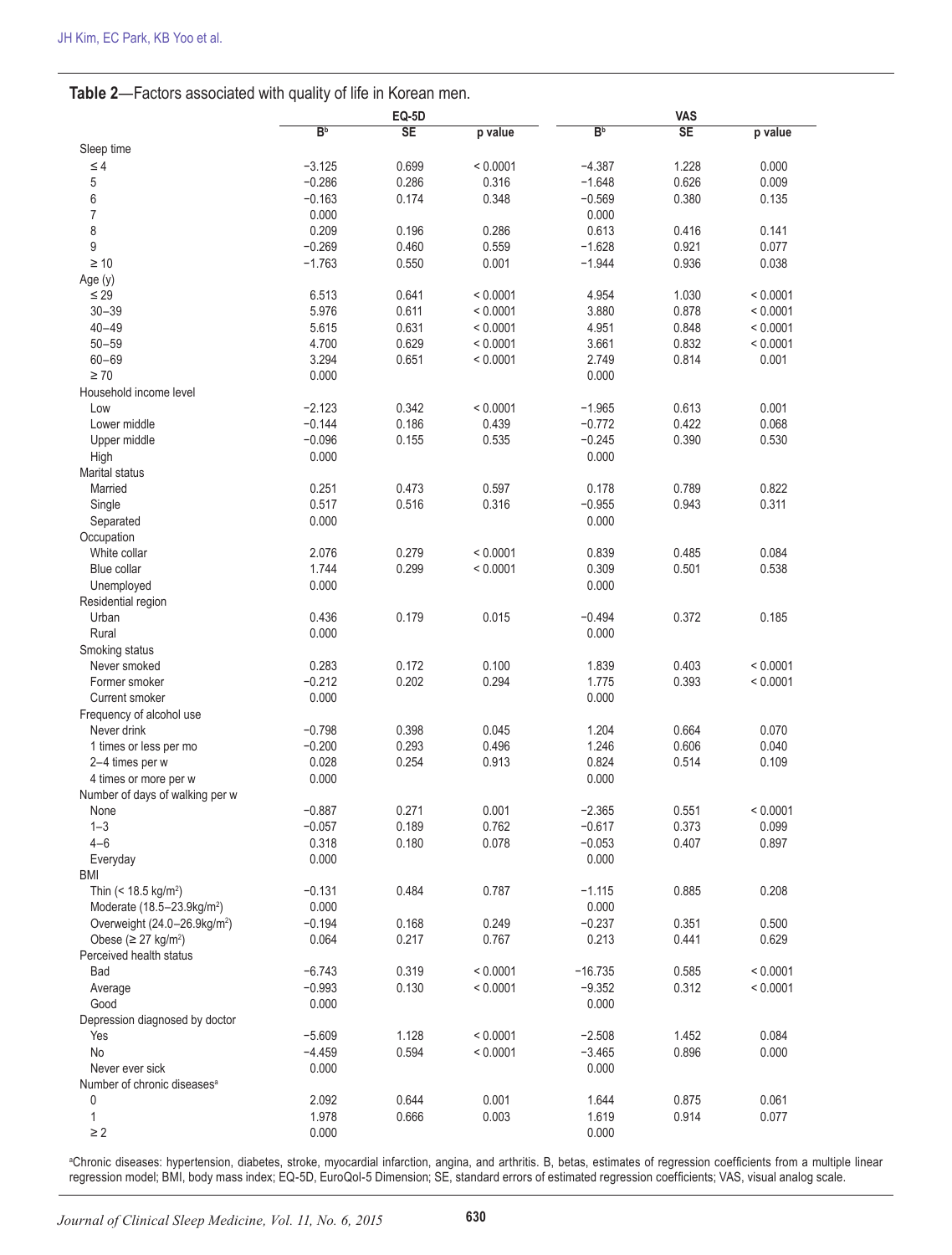**Table 2**—Factors associated with quality of life in Korean men.

| | EQ-5D | | | VAS | | |
|---|---|---|---|---|---|---|
| | B[b] | SE | p value | B[b] | SE | p value |
| Sleep time | | | | | | |
| ≤ 4 | −3.125 | 0.699 | < 0.0001 | −4.387 | 1.228 | 0.000 |
| 5 | −0.286 | 0.286 | 0.316 | −1.648 | 0.626 | 0.009 |
| 6 | −0.163 | 0.174 | 0.348 | −0.569 | 0.380 | 0.135 |
| 7 | 0.000 | | | 0.000 | | |
| 8 | 0.209 | 0.196 | 0.286 | 0.613 | 0.416 | 0.141 |
| 9 | −0.269 | 0.460 | 0.559 | −1.628 | 0.921 | 0.077 |
| ≥ 10 | −1.763 | 0.550 | 0.001 | −1.944 | 0.936 | 0.038 |
| Age (y) | | | | | | |
| ≤ 29 | 6.513 | 0.641 | < 0.0001 | 4.954 | 1.030 | < 0.0001 |
| 30–39 | 5.976 | 0.611 | < 0.0001 | 3.880 | 0.878 | < 0.0001 |
| 40–49 | 5.615 | 0.631 | < 0.0001 | 4.951 | 0.848 | < 0.0001 |
| 50–59 | 4.700 | 0.629 | < 0.0001 | 3.661 | 0.832 | < 0.0001 |
| 60–69 | 3.294 | 0.651 | < 0.0001 | 2.749 | 0.814 | 0.001 |
| ≥ 70 | 0.000 | | | 0.000 | | |
| Household income level | | | | | | |
| Low | −2.123 | 0.342 | < 0.0001 | −1.965 | 0.613 | 0.001 |
| Lower middle | −0.144 | 0.186 | 0.439 | −0.772 | 0.422 | 0.068 |
| Upper middle | −0.096 | 0.155 | 0.535 | −0.245 | 0.390 | 0.530 |
| High | 0.000 | | | 0.000 | | |
| Marital status | | | | | | |
| Married | 0.251 | 0.473 | 0.597 | 0.178 | 0.789 | 0.822 |
| Single | 0.517 | 0.516 | 0.316 | −0.955 | 0.943 | 0.311 |
| Separated | 0.000 | | | 0.000 | | |
| Occupation | | | | | | |
| White collar | 2.076 | 0.279 | < 0.0001 | 0.839 | 0.485 | 0.084 |
| Blue collar | 1.744 | 0.299 | < 0.0001 | 0.309 | 0.501 | 0.538 |
| Unemployed | 0.000 | | | 0.000 | | |
| Residential region | | | | | | |
| Urban | 0.436 | 0.179 | 0.015 | −0.494 | 0.372 | 0.185 |
| Rural | 0.000 | | | 0.000 | | |
| Smoking status | | | | | | |
| Never smoked | 0.283 | 0.172 | 0.100 | 1.839 | 0.403 | < 0.0001 |
| Former smoker | −0.212 | 0.202 | 0.294 | 1.775 | 0.393 | < 0.0001 |
| Current smoker | 0.000 | | | 0.000 | | |
| Frequency of alcohol use | | | | | | |
| Never drink | −0.798 | 0.398 | 0.045 | 1.204 | 0.664 | 0.070 |
| 1 times or less per mo | −0.200 | 0.293 | 0.496 | 1.246 | 0.606 | 0.040 |
| 2–4 times per w | 0.028 | 0.254 | 0.913 | 0.824 | 0.514 | 0.109 |
| 4 times or more per w | 0.000 | | | 0.000 | | |
| Number of days of walking per w | | | | | | |
| None | −0.887 | 0.271 | 0.001 | −2.365 | 0.551 | < 0.0001 |
| 1–3 | −0.057 | 0.189 | 0.762 | −0.617 | 0.373 | 0.099 |
| 4–6 | 0.318 | 0.180 | 0.078 | −0.053 | 0.407 | 0.897 |
| Everyday | 0.000 | | | 0.000 | | |
| BMI | | | | | | |
| Thin (< 18.5 kg/m$^2$) | −0.131 | 0.484 | 0.787 | −1.115 | 0.885 | 0.208 |
| Moderate (18.5–23.9kg/m$^2$) | 0.000 | | | 0.000 | | |
| Overweight (24.0–26.9kg/m$^2$) | −0.194 | 0.168 | 0.249 | −0.237 | 0.351 | 0.500 |
| Obese (≥ 27 kg/m$^2$) | 0.064 | 0.217 | 0.767 | 0.213 | 0.441 | 0.629 |
| Perceived health status | | | | | | |
| Bad | −6.743 | 0.319 | < 0.0001 | −16.735 | 0.585 | < 0.0001 |
| Average | −0.993 | 0.130 | < 0.0001 | −9.352 | 0.312 | < 0.0001 |
| Good | 0.000 | | | 0.000 | | |
| Depression diagnosed by doctor | | | | | | |
| Yes | −5.609 | 1.128 | < 0.0001 | −2.508 | 1.452 | 0.084 |
| No | −4.459 | 0.594 | < 0.0001 | −3.465 | 0.896 | 0.000 |
| Never ever sick | 0.000 | | | 0.000 | | |
| Number of chronic diseases[a] | | | | | | |
| 0 | 2.092 | 0.644 | 0.001 | 1.644 | 0.875 | 0.061 |
| 1 | 1.978 | 0.666 | 0.003 | 1.619 | 0.914 | 0.077 |
| ≥ 2 | 0.000 | | | 0.000 | | |

[a]Chronic diseases: hypertension, diabetes, stroke, myocardial infarction, angina, and arthritis. B, betas, estimates of regression coefficients from a multiple linear regression model; BMI, body mass index; EQ-5D, EuroQol-5 Dimension; SE, standard errors of estimated regression coefficients; VAS, visual analog scale.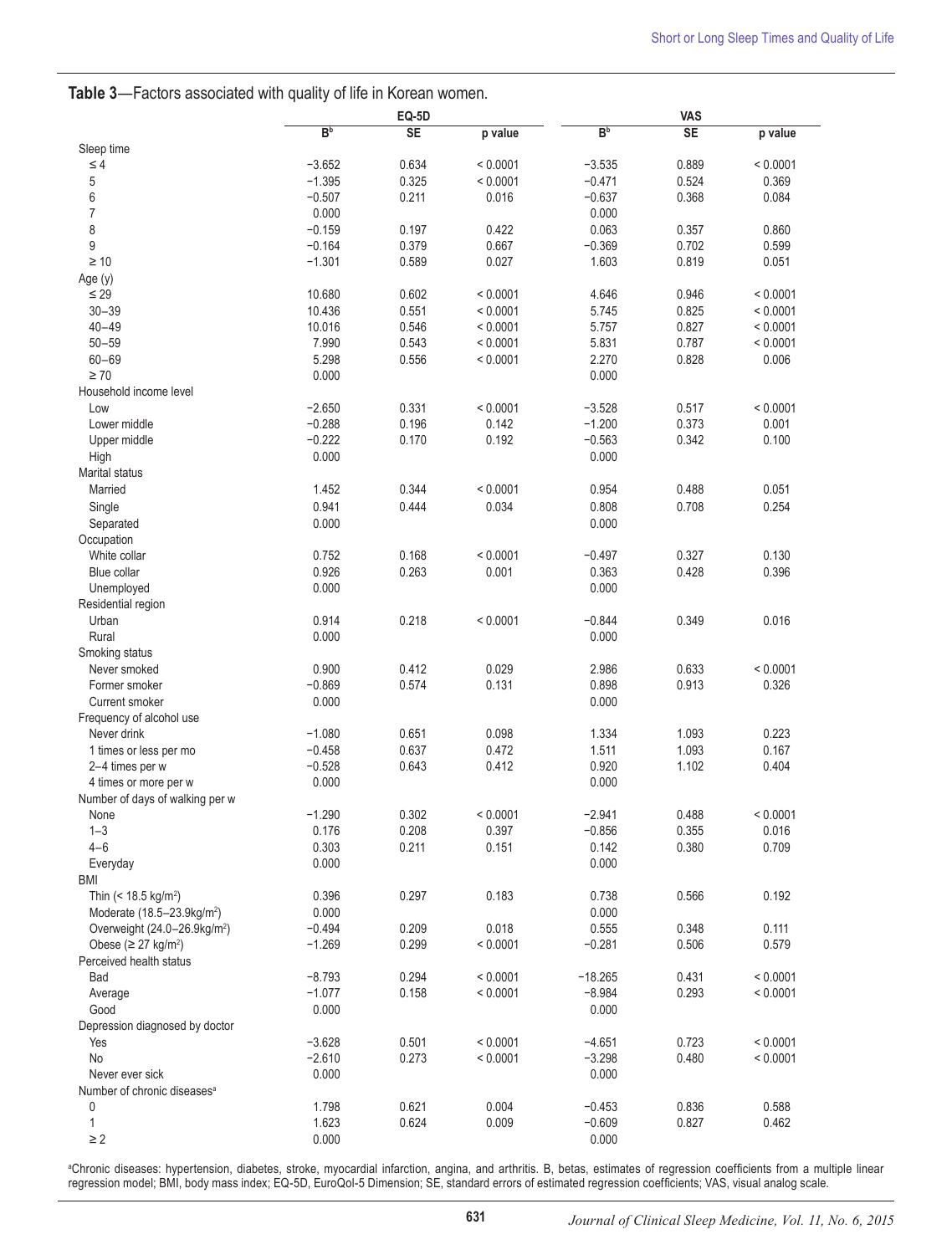**Table 3**—Factors associated with quality of life in Korean women.

| | EQ-5D | | | VAS | | |
|---|---|---|---|---|---|---|
| | B[b] | SE | p value | B[b] | SE | p value |
| Sleep time | | | | | | |
| ≤ 4 | −3.652 | 0.634 | < 0.0001 | −3.535 | 0.889 | < 0.0001 |
| 5 | −1.395 | 0.325 | < 0.0001 | −0.471 | 0.524 | 0.369 |
| 6 | −0.507 | 0.211 | 0.016 | −0.637 | 0.368 | 0.084 |
| 7 | 0.000 | | | 0.000 | | |
| 8 | −0.159 | 0.197 | 0.422 | 0.063 | 0.357 | 0.860 |
| 9 | −0.164 | 0.379 | 0.667 | −0.369 | 0.702 | 0.599 |
| ≥ 10 | −1.301 | 0.589 | 0.027 | 1.603 | 0.819 | 0.051 |
| Age (y) | | | | | | |
| ≤ 29 | 10.680 | 0.602 | < 0.0001 | 4.646 | 0.946 | < 0.0001 |
| 30–39 | 10.436 | 0.551 | < 0.0001 | 5.745 | 0.825 | < 0.0001 |
| 40–49 | 10.016 | 0.546 | < 0.0001 | 5.757 | 0.827 | < 0.0001 |
| 50–59 | 7.990 | 0.543 | < 0.0001 | 5.831 | 0.787 | < 0.0001 |
| 60–69 | 5.298 | 0.556 | < 0.0001 | 2.270 | 0.828 | 0.006 |
| ≥ 70 | 0.000 | | | 0.000 | | |
| Household income level | | | | | | |
| Low | −2.650 | 0.331 | < 0.0001 | −3.528 | 0.517 | < 0.0001 |
| Lower middle | −0.288 | 0.196 | 0.142 | −1.200 | 0.373 | 0.001 |
| Upper middle | −0.222 | 0.170 | 0.192 | −0.563 | 0.342 | 0.100 |
| High | 0.000 | | | 0.000 | | |
| Marital status | | | | | | |
| Married | 1.452 | 0.344 | < 0.0001 | 0.954 | 0.488 | 0.051 |
| Single | 0.941 | 0.444 | 0.034 | 0.808 | 0.708 | 0.254 |
| Separated | 0.000 | | | 0.000 | | |
| Occupation | | | | | | |
| White collar | 0.752 | 0.168 | < 0.0001 | −0.497 | 0.327 | 0.130 |
| Blue collar | 0.926 | 0.263 | 0.001 | 0.363 | 0.428 | 0.396 |
| Unemployed | 0.000 | | | 0.000 | | |
| Residential region | | | | | | |
| Urban | 0.914 | 0.218 | < 0.0001 | −0.844 | 0.349 | 0.016 |
| Rural | 0.000 | | | 0.000 | | |
| Smoking status | | | | | | |
| Never smoked | 0.900 | 0.412 | 0.029 | 2.986 | 0.633 | < 0.0001 |
| Former smoker | −0.869 | 0.574 | 0.131 | 0.898 | 0.913 | 0.326 |
| Current smoker | 0.000 | | | 0.000 | | |
| Frequency of alcohol use | | | | | | |
| Never drink | −1.080 | 0.651 | 0.098 | 1.334 | 1.093 | 0.223 |
| 1 times or less per mo | −0.458 | 0.637 | 0.472 | 1.511 | 1.093 | 0.167 |
| 2–4 times per w | −0.528 | 0.643 | 0.412 | 0.920 | 1.102 | 0.404 |
| 4 times or more per w | 0.000 | | | 0.000 | | |
| Number of days of walking per w | | | | | | |
| None | −1.290 | 0.302 | < 0.0001 | −2.941 | 0.488 | < 0.0001 |
| 1–3 | 0.176 | 0.208 | 0.397 | −0.856 | 0.355 | 0.016 |
| 4–6 | 0.303 | 0.211 | 0.151 | 0.142 | 0.380 | 0.709 |
| Everyday | 0.000 | | | 0.000 | | |
| BMI | | | | | | |
| Thin (< 18.5 kg/m$^2$) | 0.396 | 0.297 | 0.183 | 0.738 | 0.566 | 0.192 |
| Moderate (18.5–23.9kg/m$^2$) | 0.000 | | | 0.000 | | |
| Overweight (24.0–26.9kg/m$^2$) | −0.494 | 0.209 | 0.018 | 0.555 | 0.348 | 0.111 |
| Obese (≥ 27 kg/m$^2$) | −1.269 | 0.299 | < 0.0001 | −0.281 | 0.506 | 0.579 |
| Perceived health status | | | | | | |
| Bad | −8.793 | 0.294 | < 0.0001 | −18.265 | 0.431 | < 0.0001 |
| Average | −1.077 | 0.158 | < 0.0001 | −8.984 | 0.293 | < 0.0001 |
| Good | 0.000 | | | 0.000 | | |
| Depression diagnosed by doctor | | | | | | |
| Yes | −3.628 | 0.501 | < 0.0001 | −4.651 | 0.723 | < 0.0001 |
| No | −2.610 | 0.273 | < 0.0001 | −3.298 | 0.480 | < 0.0001 |
| Never ever sick | 0.000 | | | 0.000 | | |
| Number of chronic diseases[a] | | | | | | |
| 0 | 1.798 | 0.621 | 0.004 | −0.453 | 0.836 | 0.588 |
| 1 | 1.623 | 0.624 | 0.009 | −0.609 | 0.827 | 0.462 |
| ≥ 2 | 0.000 | | | 0.000 | | |

[a]Chronic diseases: hypertension, diabetes, stroke, myocardial infarction, angina, and arthritis. B, betas, estimates of regression coefficients from a multiple linear regression model; BMI, body mass index; EQ-5D, EuroQol-5 Dimension; SE, standard errors of estimated regression coefficients; VAS, visual analog scale.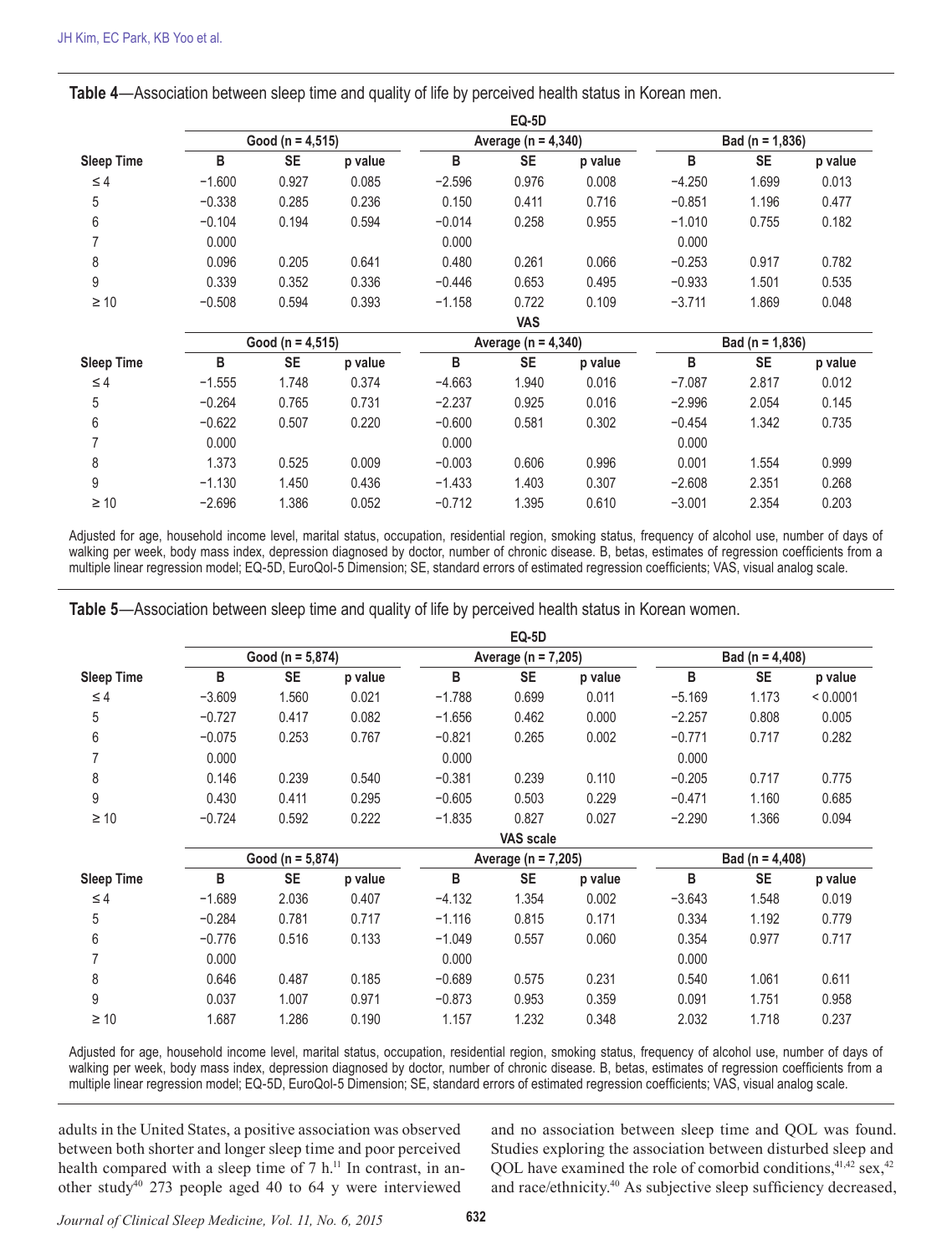**Table 4**—Association between sleep time and quality of life by perceived health status in Korean men.

| | EQ-5D | | | | | | | | |
|---|---|---|---|---|---|---|---|---|---|
| | Good (n = 4,515) | | | Average (n = 4,340) | | | Bad (n = 1,836) | | |
| Sleep Time | B | SE | p value | B | SE | p value | B | SE | p value |
| ≤ 4 | −1.600 | 0.927 | 0.085 | −2.596 | 0.976 | 0.008 | −4.250 | 1.699 | 0.013 |
| 5 | −0.338 | 0.285 | 0.236 | 0.150 | 0.411 | 0.716 | −0.851 | 1.196 | 0.477 |
| 6 | −0.104 | 0.194 | 0.594 | −0.014 | 0.258 | 0.955 | −1.010 | 0.755 | 0.182 |
| 7 | 0.000 | | | 0.000 | | | 0.000 | | |
| 8 | 0.096 | 0.205 | 0.641 | 0.480 | 0.261 | 0.066 | −0.253 | 0.917 | 0.782 |
| 9 | 0.339 | 0.352 | 0.336 | −0.446 | 0.653 | 0.495 | −0.933 | 1.501 | 0.535 |
| ≥ 10 | −0.508 | 0.594 | 0.393 | −1.158 | 0.722 | 0.109 | −3.711 | 1.869 | 0.048 |
| | VAS | | | | | | | | |
| | Good (n = 4,515) | | | Average (n = 4,340) | | | Bad (n = 1,836) | | |
| Sleep Time | B | SE | p value | B | SE | p value | B | SE | p value |
| ≤ 4 | −1.555 | 1.748 | 0.374 | −4.663 | 1.940 | 0.016 | −7.087 | 2.817 | 0.012 |
| 5 | −0.264 | 0.765 | 0.731 | −2.237 | 0.925 | 0.016 | −2.996 | 2.054 | 0.145 |
| 6 | −0.622 | 0.507 | 0.220 | −0.600 | 0.581 | 0.302 | −0.454 | 1.342 | 0.735 |
| 7 | 0.000 | | | 0.000 | | | 0.000 | | |
| 8 | 1.373 | 0.525 | 0.009 | −0.003 | 0.606 | 0.996 | 0.001 | 1.554 | 0.999 |
| 9 | −1.130 | 1.450 | 0.436 | −1.433 | 1.403 | 0.307 | −2.608 | 2.351 | 0.268 |
| ≥ 10 | −2.696 | 1.386 | 0.052 | −0.712 | 1.395 | 0.610 | −3.001 | 2.354 | 0.203 |

Adjusted for age, household income level, marital status, occupation, residential region, smoking status, frequency of alcohol use, number of days of walking per week, body mass index, depression diagnosed by doctor, number of chronic disease. B, betas, estimates of regression coefficients from a multiple linear regression model; EQ-5D, EuroQol-5 Dimension; SE, standard errors of estimated regression coefficients; VAS, visual analog scale.

**Table 5**—Association between sleep time and quality of life by perceived health status in Korean women.

| | EQ-5D | | | | | | | | |
|---|---|---|---|---|---|---|---|---|---|
| | Good (n = 5,874) | | | Average (n = 7,205) | | | Bad (n = 4,408) | | |
| Sleep Time | B | SE | p value | B | SE | p value | B | SE | p value |
| ≤ 4 | −3.609 | 1.560 | 0.021 | −1.788 | 0.699 | 0.011 | −5.169 | 1.173 | < 0.0001 |
| 5 | −0.727 | 0.417 | 0.082 | −1.656 | 0.462 | 0.000 | −2.257 | 0.808 | 0.005 |
| 6 | −0.075 | 0.253 | 0.767 | −0.821 | 0.265 | 0.002 | −0.771 | 0.717 | 0.282 |
| 7 | 0.000 | | | 0.000 | | | 0.000 | | |
| 8 | 0.146 | 0.239 | 0.540 | −0.381 | 0.239 | 0.110 | −0.205 | 0.717 | 0.775 |
| 9 | 0.430 | 0.411 | 0.295 | −0.605 | 0.503 | 0.229 | −0.471 | 1.160 | 0.685 |
| ≥ 10 | −0.724 | 0.592 | 0.222 | −1.835 | 0.827 | 0.027 | −2.290 | 1.366 | 0.094 |
| | VAS scale | | | | | | | | |
| | Good (n = 5,874) | | | Average (n = 7,205) | | | Bad (n = 4,408) | | |
| Sleep Time | B | SE | p value | B | SE | p value | B | SE | p value |
| ≤ 4 | −1.689 | 2.036 | 0.407 | −4.132 | 1.354 | 0.002 | −3.643 | 1.548 | 0.019 |
| 5 | −0.284 | 0.781 | 0.717 | −1.116 | 0.815 | 0.171 | 0.334 | 1.192 | 0.779 |
| 6 | −0.776 | 0.516 | 0.133 | −1.049 | 0.557 | 0.060 | 0.354 | 0.977 | 0.717 |
| 7 | 0.000 | | | 0.000 | | | 0.000 | | |
| 8 | 0.646 | 0.487 | 0.185 | −0.689 | 0.575 | 0.231 | 0.540 | 1.061 | 0.611 |
| 9 | 0.037 | 1.007 | 0.971 | −0.873 | 0.953 | 0.359 | 0.091 | 1.751 | 0.958 |
| ≥ 10 | 1.687 | 1.286 | 0.190 | 1.157 | 1.232 | 0.348 | 2.032 | 1.718 | 0.237 |

Adjusted for age, household income level, marital status, occupation, residential region, smoking status, frequency of alcohol use, number of days of walking per week, body mass index, depression diagnosed by doctor, number of chronic disease. B, betas, estimates of regression coefficients from a multiple linear regression model; EQ-5D, EuroQol-5 Dimension; SE, standard errors of estimated regression coefficients; VAS, visual analog scale.

adults in the United States, a positive association was observed between both shorter and longer sleep time and poor perceived health compared with a sleep time of 7 h.[11] In contrast, in another study[40] 273 people aged 40 to 64 y were interviewed and no association between sleep time and QOL was found. Studies exploring the association between disturbed sleep and QOL have examined the role of comorbid conditions,[41,42] sex,[42] and race/ethnicity.[40] As subjective sleep sufficiency decreased,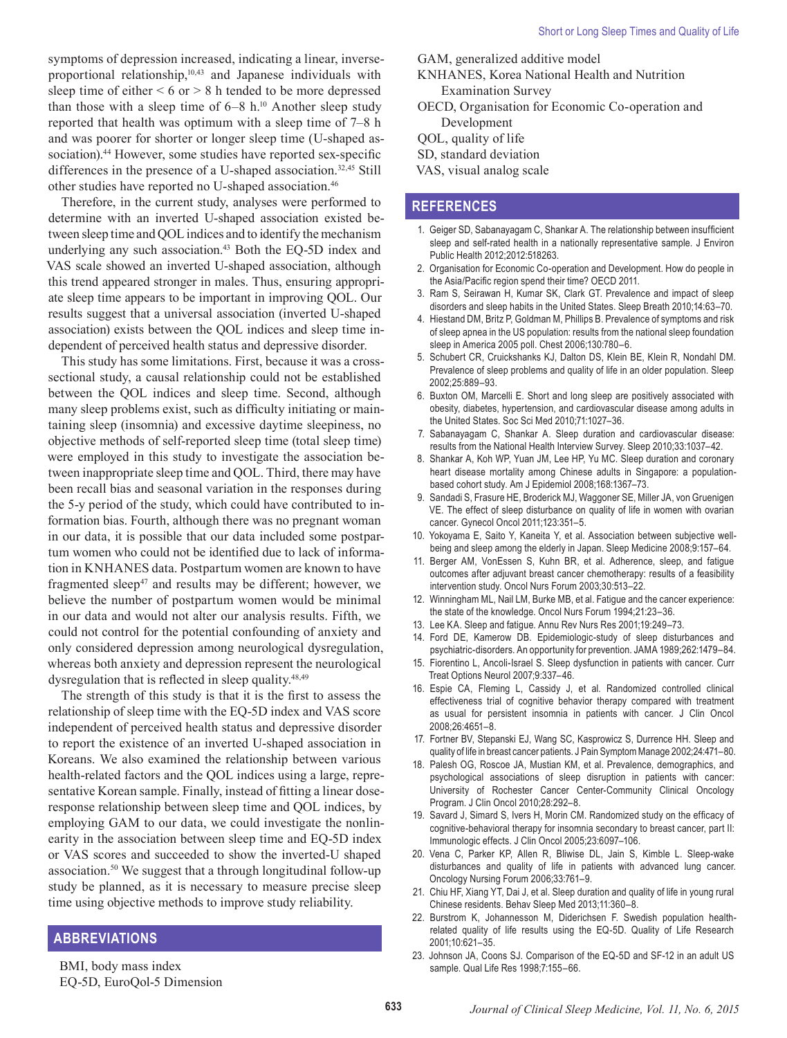symptoms of depression increased, indicating a linear, inverse-proportional relationship,[10,43] and Japanese individuals with sleep time of either < 6 or > 8 h tended to be more depressed than those with a sleep time of 6–8 h.[10] Another sleep study reported that health was optimum with a sleep time of 7–8 h and was poorer for shorter or longer sleep time (U-shaped association).[44] However, some studies have reported sex-specific differences in the presence of a U-shaped association.[32,45] Still other studies have reported no U-shaped association.[46]

Therefore, in the current study, analyses were performed to determine with an inverted U-shaped association existed between sleep time and QOL indices and to identify the mechanism underlying any such association.[43] Both the EQ-5D index and VAS scale showed an inverted U-shaped association, although this trend appeared stronger in males. Thus, ensuring appropriate sleep time appears to be important in improving QOL. Our results suggest that a universal association (inverted U-shaped association) exists between the QOL indices and sleep time independent of perceived health status and depressive disorder.

This study has some limitations. First, because it was a cross-sectional study, a causal relationship could not be established between the QOL indices and sleep time. Second, although many sleep problems exist, such as difficulty initiating or maintaining sleep (insomnia) and excessive daytime sleepiness, no objective methods of self-reported sleep time (total sleep time) were employed in this study to investigate the association between inappropriate sleep time and QOL. Third, there may have been recall bias and seasonal variation in the responses during the 5-y period of the study, which could have contributed to information bias. Fourth, although there was no pregnant woman in our data, it is possible that our data included some postpartum women who could not be identified due to lack of information in KNHANES data. Postpartum women are known to have fragmented sleep[47] and results may be different; however, we believe the number of postpartum women would be minimal in our data and would not alter our analysis results. Fifth, we could not control for the potential confounding of anxiety and only considered depression among neurological dysregulation, whereas both anxiety and depression represent the neurological dysregulation that is reflected in sleep quality.[48,49]

The strength of this study is that it is the first to assess the relationship of sleep time with the EQ-5D index and VAS score independent of perceived health status and depressive disorder to report the existence of an inverted U-shaped association in Koreans. We also examined the relationship between various health-related factors and the QOL indices using a large, representative Korean sample. Finally, instead of fitting a linear dose-response relationship between sleep time and QOL indices, by employing GAM to our data, we could investigate the nonlinearity in the association between sleep time and EQ-5D index or VAS scores and succeeded to show the inverted-U shaped association.[50] We suggest that a through longitudinal follow-up study be planned, as it is necessary to measure precise sleep time using objective methods to improve study reliability.

## ABBREVIATIONS

BMI, body mass index
EQ-5D, EuroQol-5 Dimension
GAM, generalized additive model
KNHANES, Korea National Health and Nutrition Examination Survey
OECD, Organisation for Economic Co-operation and Development
QOL, quality of life
SD, standard deviation
VAS, visual analog scale

## REFERENCES

1. Geiger SD, Sabanayagam C, Shankar A. The relationship between insufficient sleep and self-rated health in a nationally representative sample. J Environ Public Health 2012;2012:518263.
2. Organisation for Economic Co-operation and Development. How do people in the Asia/Pacific region spend their time? OECD 2011.
3. Ram S, Seirawan H, Kumar SK, Clark GT. Prevalence and impact of sleep disorders and sleep habits in the United States. Sleep Breath 2010;14:63–70.
4. Hiestand DM, Britz P, Goldman M, Phillips B. Prevalence of symptoms and risk of sleep apnea in the US population: results from the national sleep foundation sleep in America 2005 poll. Chest 2006;130:780–6.
5. Schubert CR, Cruickshanks KJ, Dalton DS, Klein BE, Klein R, Nondahl DM. Prevalence of sleep problems and quality of life in an older population. Sleep 2002;25:889–93.
6. Buxton OM, Marcelli E. Short and long sleep are positively associated with obesity, diabetes, hypertension, and cardiovascular disease among adults in the United States. Soc Sci Med 2010;71:1027–36.
7. Sabanayagam C, Shankar A. Sleep duration and cardiovascular disease: results from the National Health Interview Survey. Sleep 2010;33:1037–42.
8. Shankar A, Koh WP, Yuan JM, Lee HP, Yu MC. Sleep duration and coronary heart disease mortality among Chinese adults in Singapore: a population-based cohort study. Am J Epidemiol 2008;168:1367–73.
9. Sandadi S, Frasure HE, Broderick MJ, Waggoner SE, Miller JA, von Gruenigen VE. The effect of sleep disturbance on quality of life in women with ovarian cancer. Gynecol Oncol 2011;123:351–5.
10. Yokoyama E, Saito Y, Kaneita Y, et al. Association between subjective well-being and sleep among the elderly in Japan. Sleep Medicine 2008;9:157–64.
11. Berger AM, VonEssen S, Kuhn BR, et al. Adherence, sleep, and fatigue outcomes after adjuvant breast cancer chemotherapy: results of a feasibility intervention study. Oncol Nurs Forum 2003;30:513–22.
12. Winningham ML, Nail LM, Burke MB, et al. Fatigue and the cancer experience: the state of the knowledge. Oncol Nurs Forum 1994;21:23–36.
13. Lee KA. Sleep and fatigue. Annu Rev Nurs Res 2001;19:249–73.
14. Ford DE, Kamerow DB. Epidemiologic-study of sleep disturbances and psychiatric-disorders. An opportunity for prevention. JAMA 1989;262:1479–84.
15. Fiorentino L, Ancoli-Israel S. Sleep dysfunction in patients with cancer. Curr Treat Options Neurol 2007;9:337–46.
16. Espie CA, Fleming L, Cassidy J, et al. Randomized controlled clinical effectiveness trial of cognitive behavior therapy compared with treatment as usual for persistent insomnia in patients with cancer. J Clin Oncol 2008;26:4651–8.
17. Fortner BV, Stepanski EJ, Wang SC, Kasprowicz S, Durrence HH. Sleep and quality of life in breast cancer patients. J Pain Symptom Manage 2002;24:471–80.
18. Palesh OG, Roscoe JA, Mustian KM, et al. Prevalence, demographics, and psychological associations of sleep disruption in patients with cancer: University of Rochester Cancer Center-Community Clinical Oncology Program. J Clin Oncol 2010;28:292–8.
19. Savard J, Simard S, Ivers H, Morin CM. Randomized study on the efficacy of cognitive-behavioral therapy for insomnia secondary to breast cancer, part II: Immunologic effects. J Clin Oncol 2005;23:6097–106.
20. Vena C, Parker KP, Allen R, Bliwise DL, Jain S, Kimble L. Sleep-wake disturbances and quality of life in patients with advanced lung cancer. Oncology Nursing Forum 2006;33:761–9.
21. Chiu HF, Xiang YT, Dai J, et al. Sleep duration and quality of life in young rural Chinese residents. Behav Sleep Med 2013;11:360–8.
22. Burstrom K, Johannesson M, Diderichsen F. Swedish population health-related quality of life results using the EQ-5D. Quality of Life Research 2001;10:621–35.
23. Johnson JA, Coons SJ. Comparison of the EQ-5D and SF-12 in an adult US sample. Qual Life Res 1998;7:155–66.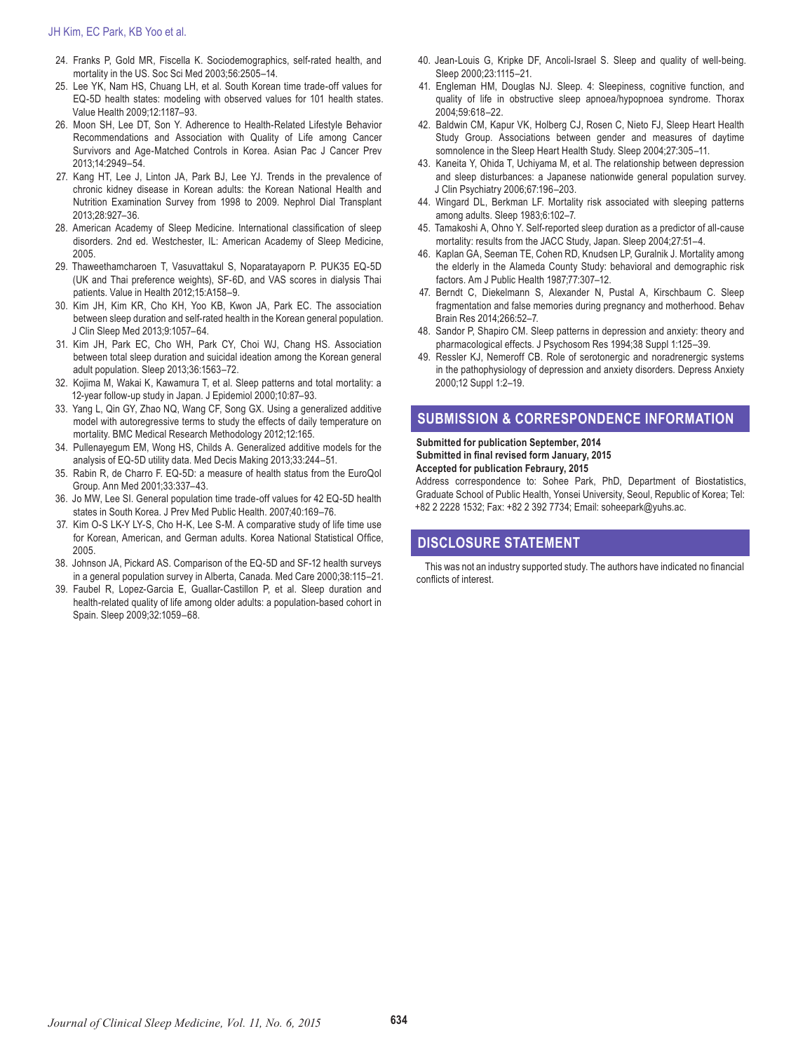24. Franks P, Gold MR, Fiscella K. Sociodemographics, self-rated health, and mortality in the US. Soc Sci Med 2003;56:2505–14.
25. Lee YK, Nam HS, Chuang LH, et al. South Korean time trade-off values for EQ-5D health states: modeling with observed values for 101 health states. Value Health 2009;12:1187–93.
26. Moon SH, Lee DT, Son Y. Adherence to Health-Related Lifestyle Behavior Recommendations and Association with Quality of Life among Cancer Survivors and Age-Matched Controls in Korea. Asian Pac J Cancer Prev 2013;14:2949–54.
27. Kang HT, Lee J, Linton JA, Park BJ, Lee YJ. Trends in the prevalence of chronic kidney disease in Korean adults: the Korean National Health and Nutrition Examination Survey from 1998 to 2009. Nephrol Dial Transplant 2013;28:927–36.
28. American Academy of Sleep Medicine. International classification of sleep disorders. 2nd ed. Westchester, IL: American Academy of Sleep Medicine, 2005.
29. Thaweethamcharoen T, Vasuvattakul S, Noparatayaporn P. PUK35 EQ-5D (UK and Thai preference weights), SF-6D, and VAS scores in dialysis Thai patients. Value in Health 2012;15:A158–9.
30. Kim JH, Kim KR, Cho KH, Yoo KB, Kwon JA, Park EC. The association between sleep duration and self-rated health in the Korean general population. J Clin Sleep Med 2013;9:1057–64.
31. Kim JH, Park EC, Cho WH, Park CY, Choi WJ, Chang HS. Association between total sleep duration and suicidal ideation among the Korean general adult population. Sleep 2013;36:1563–72.
32. Kojima M, Wakai K, Kawamura T, et al. Sleep patterns and total mortality: a 12-year follow-up study in Japan. J Epidemiol 2000;10:87–93.
33. Yang L, Qin GY, Zhao NQ, Wang CF, Song GX. Using a generalized additive model with autoregressive terms to study the effects of daily temperature on mortality. BMC Medical Research Methodology 2012;12:165.
34. Pullenayegum EM, Wong HS, Childs A. Generalized additive models for the analysis of EQ-5D utility data. Med Decis Making 2013;33:244–51.
35. Rabin R, de Charro F. EQ-5D: a measure of health status from the EuroQol Group. Ann Med 2001;33:337–43.
36. Jo MW, Lee SI. General population time trade-off values for 42 EQ-5D health states in South Korea. J Prev Med Public Health. 2007;40:169–76.
37. Kim O-S LK-Y LY-S, Cho H-K, Lee S-M. A comparative study of life time use for Korean, American, and German adults. Korea National Statistical Office, 2005.
38. Johnson JA, Pickard AS. Comparison of the EQ-5D and SF-12 health surveys in a general population survey in Alberta, Canada. Med Care 2000;38:115–21.
39. Faubel R, Lopez-Garcia E, Guallar-Castillon P, et al. Sleep duration and health-related quality of life among older adults: a population-based cohort in Spain. Sleep 2009;32:1059–68.
40. Jean-Louis G, Kripke DF, Ancoli-Israel S. Sleep and quality of well-being. Sleep 2000;23:1115–21.
41. Engleman HM, Douglas NJ. Sleep. 4: Sleepiness, cognitive function, and quality of life in obstructive sleep apnoea/hypopnoea syndrome. Thorax 2004;59:618–22.
42. Baldwin CM, Kapur VK, Holberg CJ, Rosen C, Nieto FJ, Sleep Heart Health Study Group. Associations between gender and measures of daytime somnolence in the Sleep Heart Health Study. Sleep 2004;27:305–11.
43. Kaneita Y, Ohida T, Uchiyama M, et al. The relationship between depression and sleep disturbances: a Japanese nationwide general population survey. J Clin Psychiatry 2006;67:196–203.
44. Wingard DL, Berkman LF. Mortality risk associated with sleeping patterns among adults. Sleep 1983;6:102–7.
45. Tamakoshi A, Ohno Y. Self-reported sleep duration as a predictor of all-cause mortality: results from the JACC Study, Japan. Sleep 2004;27:51–4.
46. Kaplan GA, Seeman TE, Cohen RD, Knudsen LP, Guralnik J. Mortality among the elderly in the Alameda County Study: behavioral and demographic risk factors. Am J Public Health 1987;77:307–12.
47. Berndt C, Diekelmann S, Alexander N, Pustal A, Kirschbaum C. Sleep fragmentation and false memories during pregnancy and motherhood. Behav Brain Res 2014;266:52–7.
48. Sandor P, Shapiro CM. Sleep patterns in depression and anxiety: theory and pharmacological effects. J Psychosom Res 1994;38 Suppl 1:125–39.
49. Ressler KJ, Nemeroff CB. Role of serotonergic and noradrenergic systems in the pathophysiology of depression and anxiety disorders. Depress Anxiety 2000;12 Suppl 1:2–19.

## SUBMISSION & CORRESPONDENCE INFORMATION

**Submitted for publication September, 2014**
**Submitted in final revised form January, 2015**
**Accepted for publication Febraury, 2015**

Address correspondence to: Sohee Park, PhD, Department of Biostatistics, Graduate School of Public Health, Yonsei University, Seoul, Republic of Korea; Tel: +82 2 2228 1532; Fax: +82 2 392 7734; Email: soheepark@yuhs.ac.

## DISCLOSURE STATEMENT

This was not an industry supported study. The authors have indicated no financial conflicts of interest.